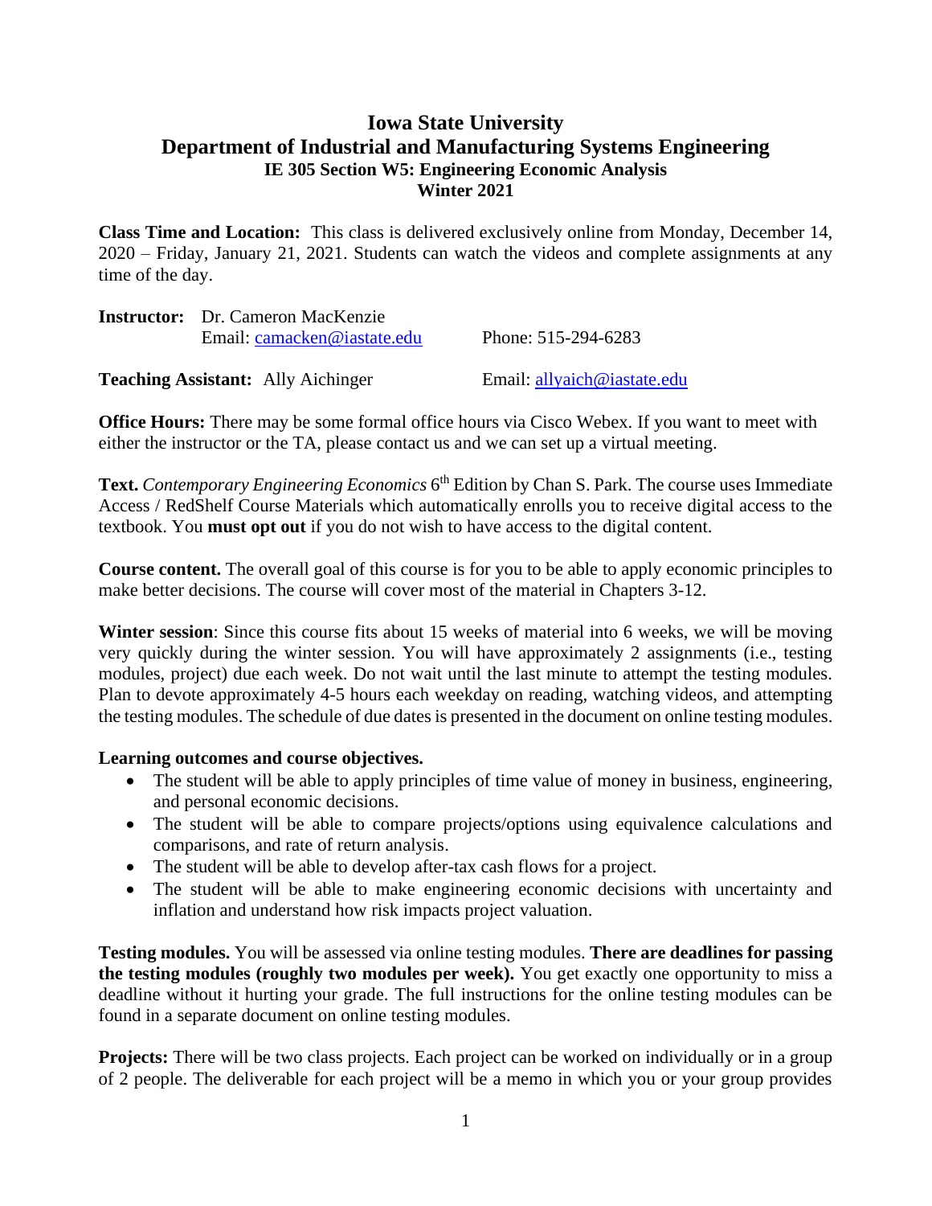# Iowa State University
# Department of Industrial and Manufacturing Systems Engineering
## IE 305 Section W5: Engineering Economic Analysis
## Winter 2021

**Class Time and Location:** This class is delivered exclusively online from Monday, December 14, 2020 – Friday, January 21, 2021. Students can watch the videos and complete assignments at any time of the day.

**Instructor:** Dr. Cameron MacKenzie
Email: camacken@iastate.edu Phone: 515-294-6283

**Teaching Assistant:** Ally Aichinger Email: allyaich@iastate.edu

**Office Hours:** There may be some formal office hours via Cisco Webex. If you want to meet with either the instructor or the TA, please contact us and we can set up a virtual meeting.

**Text.** *Contemporary Engineering Economics* 6th Edition by Chan S. Park. The course uses Immediate Access / RedShelf Course Materials which automatically enrolls you to receive digital access to the textbook. You **must opt out** if you do not wish to have access to the digital content.

**Course content.** The overall goal of this course is for you to be able to apply economic principles to make better decisions. The course will cover most of the material in Chapters 3-12.

**Winter session**: Since this course fits about 15 weeks of material into 6 weeks, we will be moving very quickly during the winter session. You will have approximately 2 assignments (i.e., testing modules, project) due each week. Do not wait until the last minute to attempt the testing modules. Plan to devote approximately 4-5 hours each weekday on reading, watching videos, and attempting the testing modules. The schedule of due dates is presented in the document on online testing modules.

**Learning outcomes and course objectives.**

- The student will be able to apply principles of time value of money in business, engineering, and personal economic decisions.
- The student will be able to compare projects/options using equivalence calculations and comparisons, and rate of return analysis.
- The student will be able to develop after-tax cash flows for a project.
- The student will be able to make engineering economic decisions with uncertainty and inflation and understand how risk impacts project valuation.

**Testing modules.** You will be assessed via online testing modules. **There are deadlines for passing the testing modules (roughly two modules per week).** You get exactly one opportunity to miss a deadline without it hurting your grade. The full instructions for the online testing modules can be found in a separate document on online testing modules.

**Projects:** There will be two class projects. Each project can be worked on individually or in a group of 2 people. The deliverable for each project will be a memo in which you or your group provides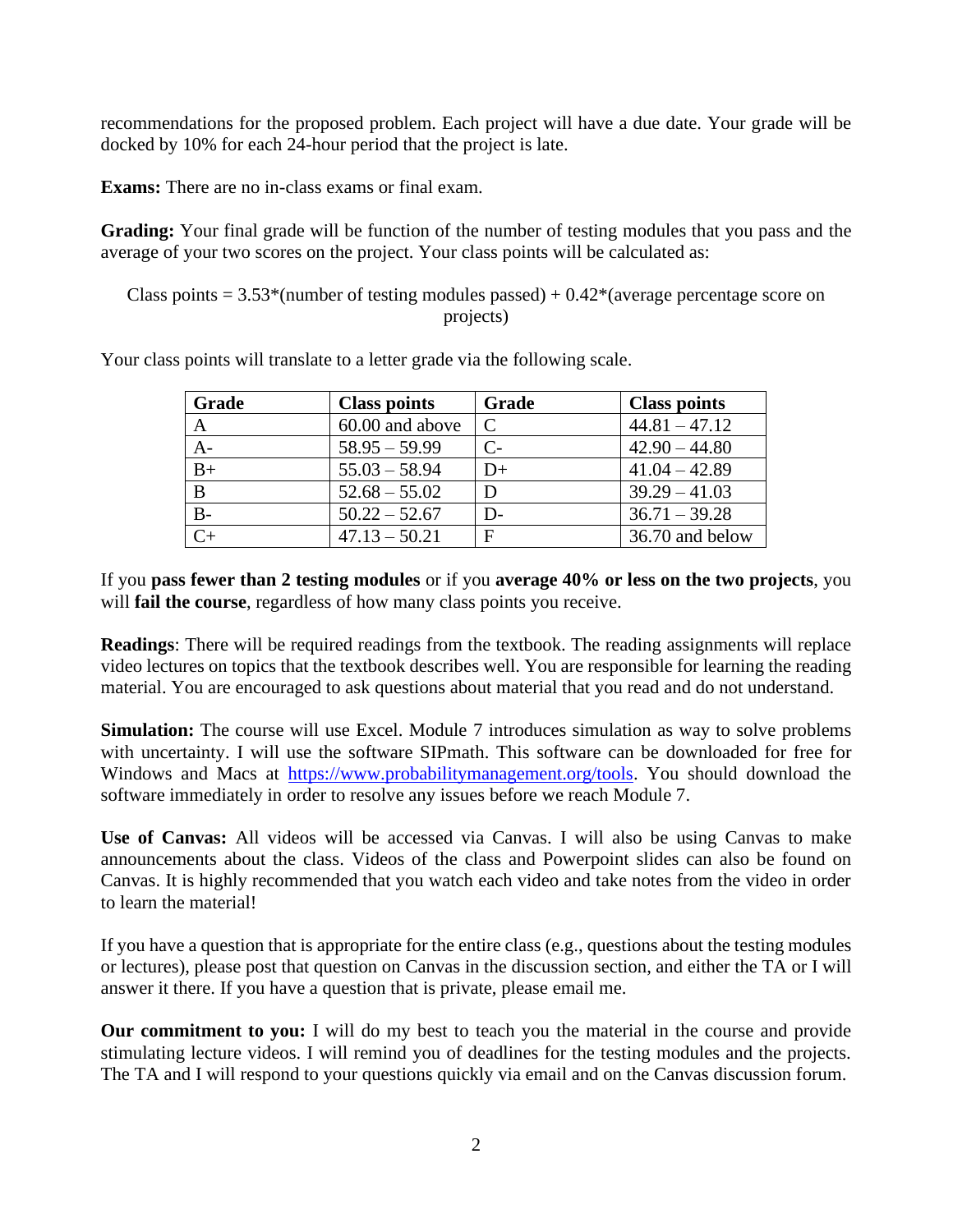recommendations for the proposed problem. Each project will have a due date. Your grade will be docked by 10% for each 24-hour period that the project is late.

**Exams:** There are no in-class exams or final exam.

**Grading:** Your final grade will be function of the number of testing modules that you pass and the average of your two scores on the project. Your class points will be calculated as:

Class points = 3.53*(number of testing modules passed) + 0.42*(average percentage score on projects)

Your class points will translate to a letter grade via the following scale.

| Grade | Class points | Grade | Class points |
|---|---|---|---|
| A | 60.00 and above | C | 44.81 – 47.12 |
| A- | 58.95 – 59.99 | C- | 42.90 – 44.80 |
| B+ | 55.03 – 58.94 | D+ | 41.04 – 42.89 |
| B | 52.68 – 55.02 | D | 39.29 – 41.03 |
| B- | 50.22 – 52.67 | D- | 36.71 – 39.28 |
| C+ | 47.13 – 50.21 | F | 36.70 and below |

If you **pass fewer than 2 testing modules** or if you **average 40% or less on the two projects**, you will **fail the course**, regardless of how many class points you receive.

**Readings**: There will be required readings from the textbook. The reading assignments will replace video lectures on topics that the textbook describes well. You are responsible for learning the reading material. You are encouraged to ask questions about material that you read and do not understand.

**Simulation:** The course will use Excel. Module 7 introduces simulation as way to solve problems with uncertainty. I will use the software SIPmath. This software can be downloaded for free for Windows and Macs at https://www.probabilitymanagement.org/tools. You should download the software immediately in order to resolve any issues before we reach Module 7.

**Use of Canvas:** All videos will be accessed via Canvas. I will also be using Canvas to make announcements about the class. Videos of the class and Powerpoint slides can also be found on Canvas. It is highly recommended that you watch each video and take notes from the video in order to learn the material!

If you have a question that is appropriate for the entire class (e.g., questions about the testing modules or lectures), please post that question on Canvas in the discussion section, and either the TA or I will answer it there. If you have a question that is private, please email me.

**Our commitment to you:** I will do my best to teach you the material in the course and provide stimulating lecture videos. I will remind you of deadlines for the testing modules and the projects. The TA and I will respond to your questions quickly via email and on the Canvas discussion forum.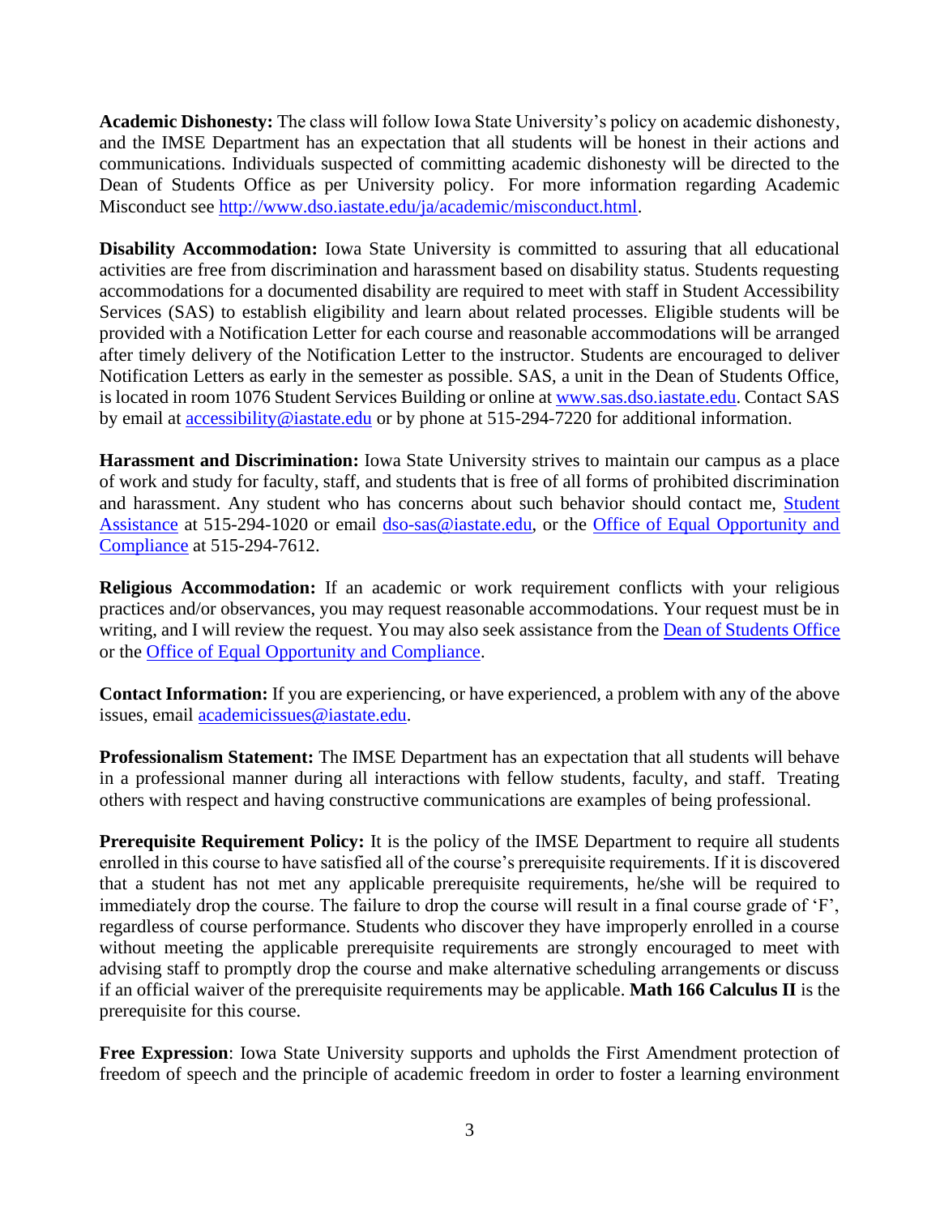**Academic Dishonesty:** The class will follow Iowa State University's policy on academic dishonesty, and the IMSE Department has an expectation that all students will be honest in their actions and communications. Individuals suspected of committing academic dishonesty will be directed to the Dean of Students Office as per University policy. For more information regarding Academic Misconduct see [http://www.dso.iastate.edu/ja/academic/misconduct.html](http://www.dso.iastate.edu/ja/academic/misconduct.html).

**Disability Accommodation:** Iowa State University is committed to assuring that all educational activities are free from discrimination and harassment based on disability status. Students requesting accommodations for a documented disability are required to meet with staff in Student Accessibility Services (SAS) to establish eligibility and learn about related processes. Eligible students will be provided with a Notification Letter for each course and reasonable accommodations will be arranged after timely delivery of the Notification Letter to the instructor. Students are encouraged to deliver Notification Letters as early in the semester as possible. SAS, a unit in the Dean of Students Office, is located in room 1076 Student Services Building or online at [www.sas.dso.iastate.edu](http://www.sas.dso.iastate.edu). Contact SAS by email at [accessibility@iastate.edu](mailto:accessibility@iastate.edu) or by phone at 515-294-7220 for additional information.

**Harassment and Discrimination:** Iowa State University strives to maintain our campus as a place of work and study for faculty, staff, and students that is free of all forms of prohibited discrimination and harassment. Any student who has concerns about such behavior should contact me, Student Assistance at 515-294-1020 or email [dso-sas@iastate.edu](mailto:dso-sas@iastate.edu), or the Office of Equal Opportunity and Compliance at 515-294-7612.

**Religious Accommodation:** If an academic or work requirement conflicts with your religious practices and/or observances, you may request reasonable accommodations. Your request must be in writing, and I will review the request. You may also seek assistance from the Dean of Students Office or the Office of Equal Opportunity and Compliance.

**Contact Information:** If you are experiencing, or have experienced, a problem with any of the above issues, email [academicissues@iastate.edu](mailto:academicissues@iastate.edu).

**Professionalism Statement:** The IMSE Department has an expectation that all students will behave in a professional manner during all interactions with fellow students, faculty, and staff. Treating others with respect and having constructive communications are examples of being professional.

**Prerequisite Requirement Policy:** It is the policy of the IMSE Department to require all students enrolled in this course to have satisfied all of the course's prerequisite requirements. If it is discovered that a student has not met any applicable prerequisite requirements, he/she will be required to immediately drop the course. The failure to drop the course will result in a final course grade of 'F', regardless of course performance. Students who discover they have improperly enrolled in a course without meeting the applicable prerequisite requirements are strongly encouraged to meet with advising staff to promptly drop the course and make alternative scheduling arrangements or discuss if an official waiver of the prerequisite requirements may be applicable. **Math 166 Calculus II** is the prerequisite for this course.

**Free Expression**: Iowa State University supports and upholds the First Amendment protection of freedom of speech and the principle of academic freedom in order to foster a learning environment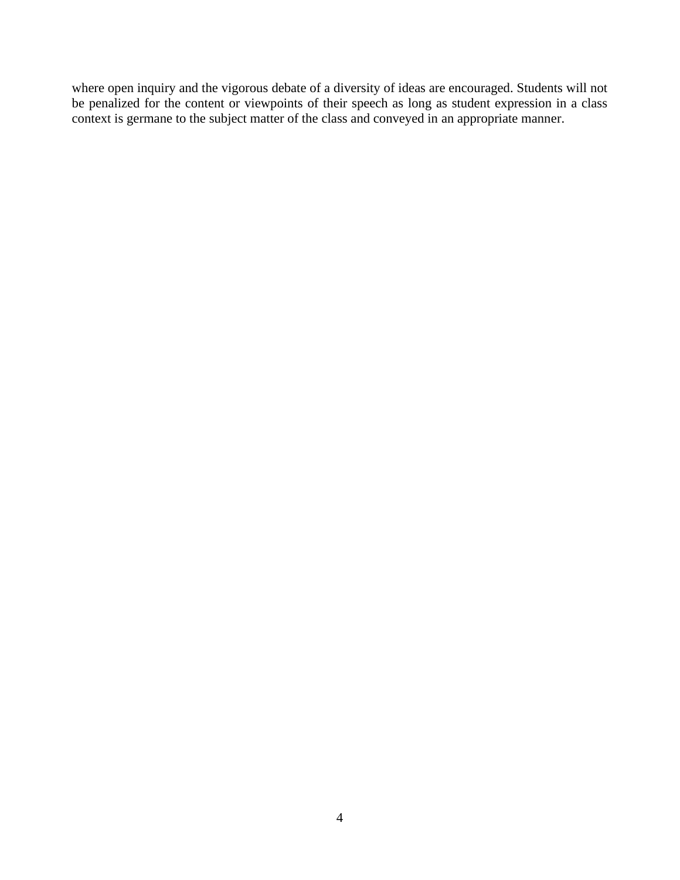where open inquiry and the vigorous debate of a diversity of ideas are encouraged. Students will not be penalized for the content or viewpoints of their speech as long as student expression in a class context is germane to the subject matter of the class and conveyed in an appropriate manner.